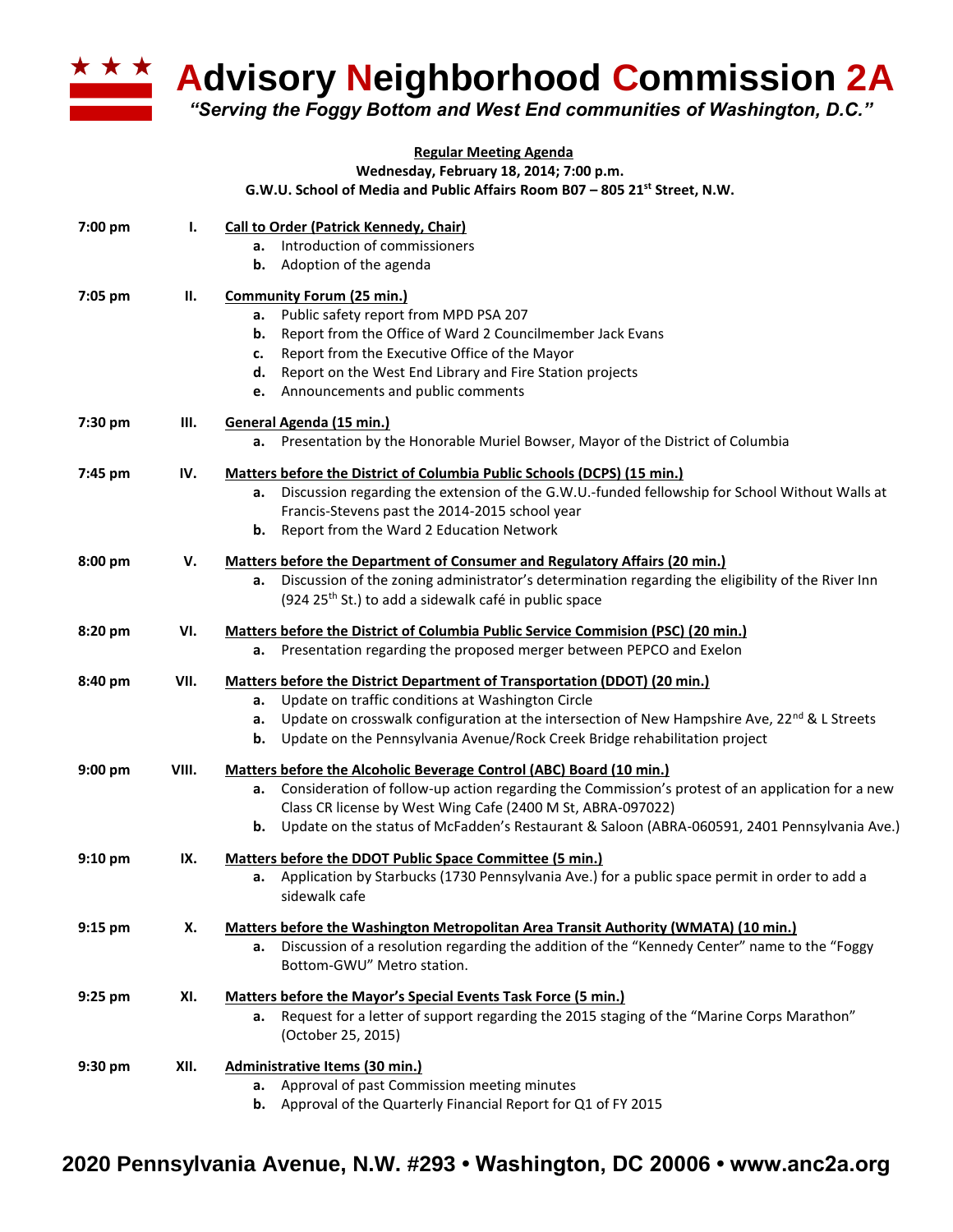# Advisory Neighborhood Commission 2A

*"Serving the Foggy Bottom and West End communities of Washington, D.C."*

**Regular Meeting Agenda**
**Wednesday, February 18, 2014; 7:00 p.m.**
**G.W.U. School of Media and Public Affairs Room B07 – 805 21st Street, N.W.**

**7:00 pm — I. Call to Order (Patrick Kennedy, Chair)**
- **a.** Introduction of commissioners
- **b.** Adoption of the agenda

**7:05 pm — II. Community Forum (25 min.)**
- **a.** Public safety report from MPD PSA 207
- **b.** Report from the Office of Ward 2 Councilmember Jack Evans
- **c.** Report from the Executive Office of the Mayor
- **d.** Report on the West End Library and Fire Station projects
- **e.** Announcements and public comments

**7:30 pm — III. General Agenda (15 min.)**
- **a.** Presentation by the Honorable Muriel Bowser, Mayor of the District of Columbia

**7:45 pm — IV. Matters before the District of Columbia Public Schools (DCPS) (15 min.)**
- **a.** Discussion regarding the extension of the G.W.U.-funded fellowship for School Without Walls at Francis-Stevens past the 2014-2015 school year
- **b.** Report from the Ward 2 Education Network

**8:00 pm — V. Matters before the Department of Consumer and Regulatory Affairs (20 min.)**
- **a.** Discussion of the zoning administrator's determination regarding the eligibility of the River Inn (924 25th St.) to add a sidewalk café in public space

**8:20 pm — VI. Matters before the District of Columbia Public Service Commision (PSC) (20 min.)**
- **a.** Presentation regarding the proposed merger between PEPCO and Exelon

**8:40 pm — VII. Matters before the District Department of Transportation (DDOT) (20 min.)**
- **a.** Update on traffic conditions at Washington Circle
- **a.** Update on crosswalk configuration at the intersection of New Hampshire Ave, 22nd & L Streets
- **b.** Update on the Pennsylvania Avenue/Rock Creek Bridge rehabilitation project

**9:00 pm — VIII. Matters before the Alcoholic Beverage Control (ABC) Board (10 min.)**
- **a.** Consideration of follow-up action regarding the Commission's protest of an application for a new Class CR license by West Wing Cafe (2400 M St, ABRA-097022)
- **b.** Update on the status of McFadden's Restaurant & Saloon (ABRA-060591, 2401 Pennsylvania Ave.)

**9:10 pm — IX. Matters before the DDOT Public Space Committee (5 min.)**
- **a.** Application by Starbucks (1730 Pennsylvania Ave.) for a public space permit in order to add a sidewalk cafe

**9:15 pm — X. Matters before the Washington Metropolitan Area Transit Authority (WMATA) (10 min.)**
- **a.** Discussion of a resolution regarding the addition of the "Kennedy Center" name to the "Foggy Bottom-GWU" Metro station.

**9:25 pm — XI. Matters before the Mayor's Special Events Task Force (5 min.)**
- **a.** Request for a letter of support regarding the 2015 staging of the "Marine Corps Marathon" (October 25, 2015)

**9:30 pm — XII. Administrative Items (30 min.)**
- **a.** Approval of past Commission meeting minutes
- **b.** Approval of the Quarterly Financial Report for Q1 of FY 2015

**2020 Pennsylvania Avenue, N.W. #293 • Washington, DC 20006 • www.anc2a.org**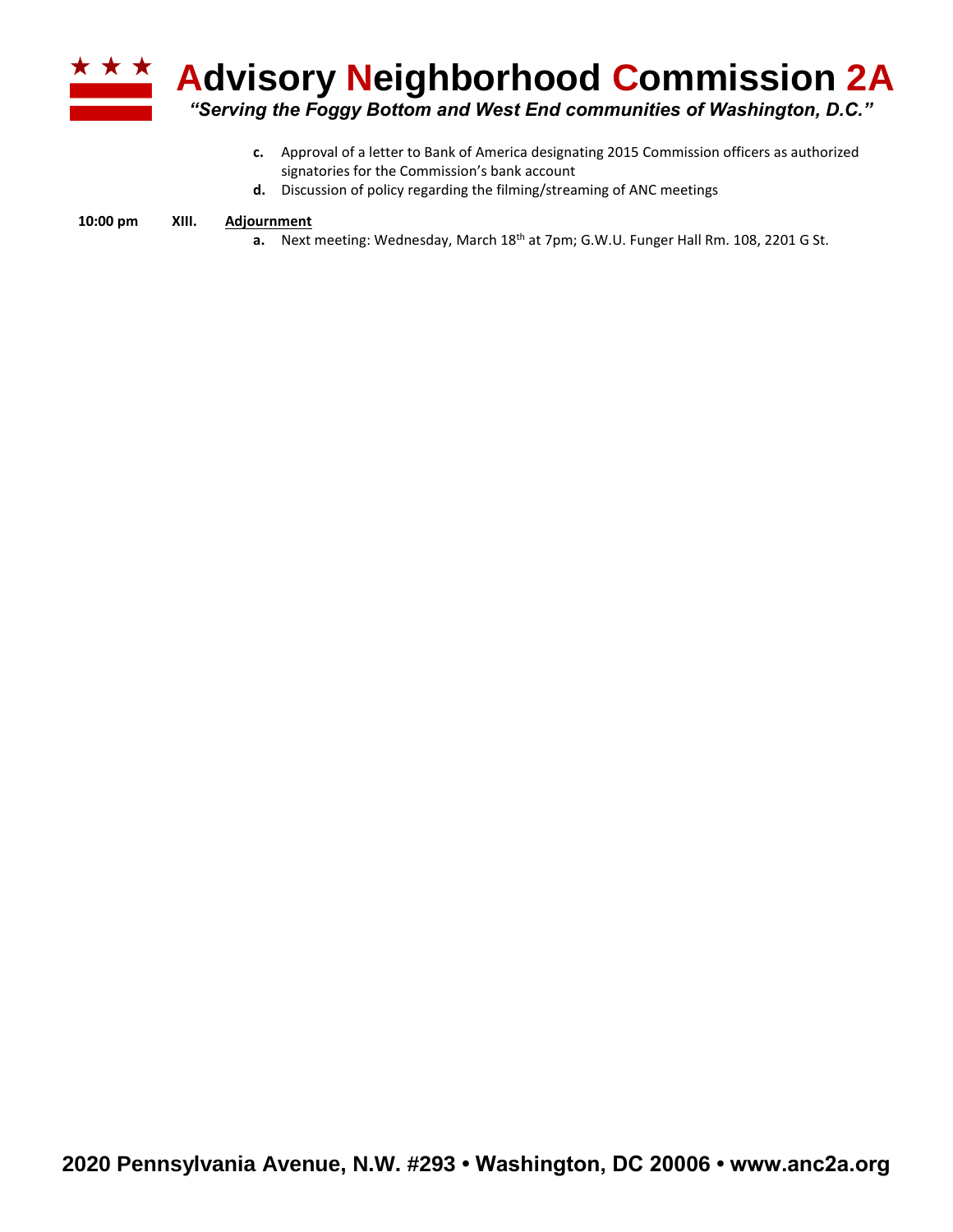c. Approval of a letter to Bank of America designating 2015 Commission officers as authorized signatories for the Commission's bank account
d. Discussion of policy regarding the filming/streaming of ANC meetings

**10:00 pm XIII. Adjournment**

a. Next meeting: Wednesday, March 18th at 7pm; G.W.U. Funger Hall Rm. 108, 2201 G St.